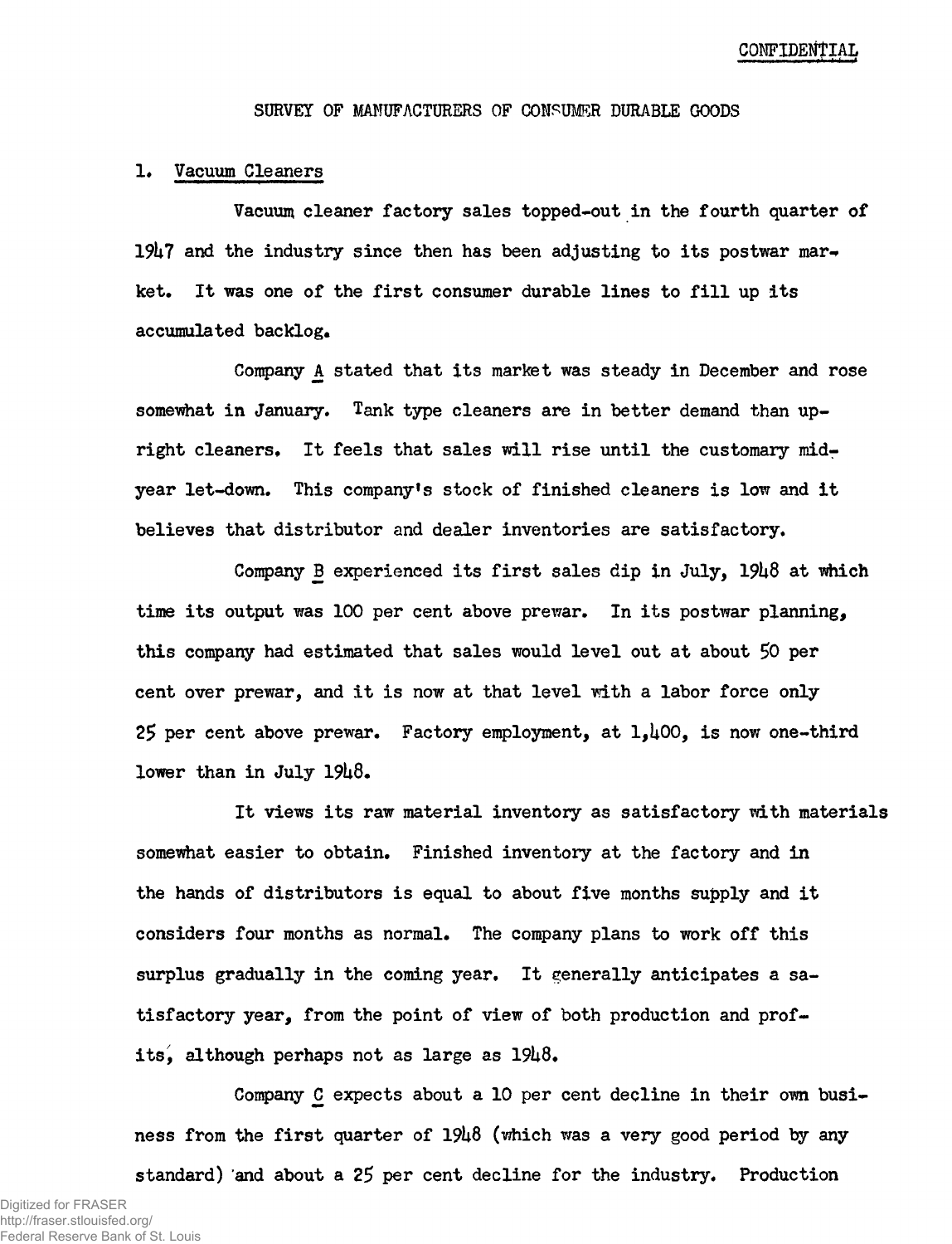CONFIDENTIAL

# SURVEY OF MANUFACTURERS OF CONSUMER DURABLE GOODS

## 1. Vacuum Cleaners

Vacuum cleaner factory sales topped-out in the fourth quarter of 1947 and the industry since then has been adjusting to its postwar market. It was one of the first consumer durable lines to fill up its accumulated backlog.

Company A stated that its market was steady in December and rose somewhat in January. Tank type cleaners are in better demand than upright cleaners. It feels that sales will rise until the customary mid-year let-down. This company's stock of finished cleaners is low and it believes that distributor and dealer inventories are satisfactory.

Company B experienced its first sales dip in July, 1948 at which time its output was 100 per cent above prewar. In its postwar planning, this company had estimated that sales would level out at about 50 per cent over prewar, and it is now at that level with a labor force only 25 per cent above prewar. Factory employment, at 1,400, is now one-third lower than in July 1948.

It views its raw material inventory as satisfactory with materials somewhat easier to obtain. Finished inventory at the factory and in the hands of distributors is equal to about five months supply and it considers four months as normal. The company plans to work off this surplus gradually in the coming year. It generally anticipates a satisfactory year, from the point of view of both production and profits, although perhaps not as large as 1948.

Company C expects about a 10 per cent decline in their own business from the first quarter of 1948 (which was a very good period by any standard) and about a 25 per cent decline for the industry. Production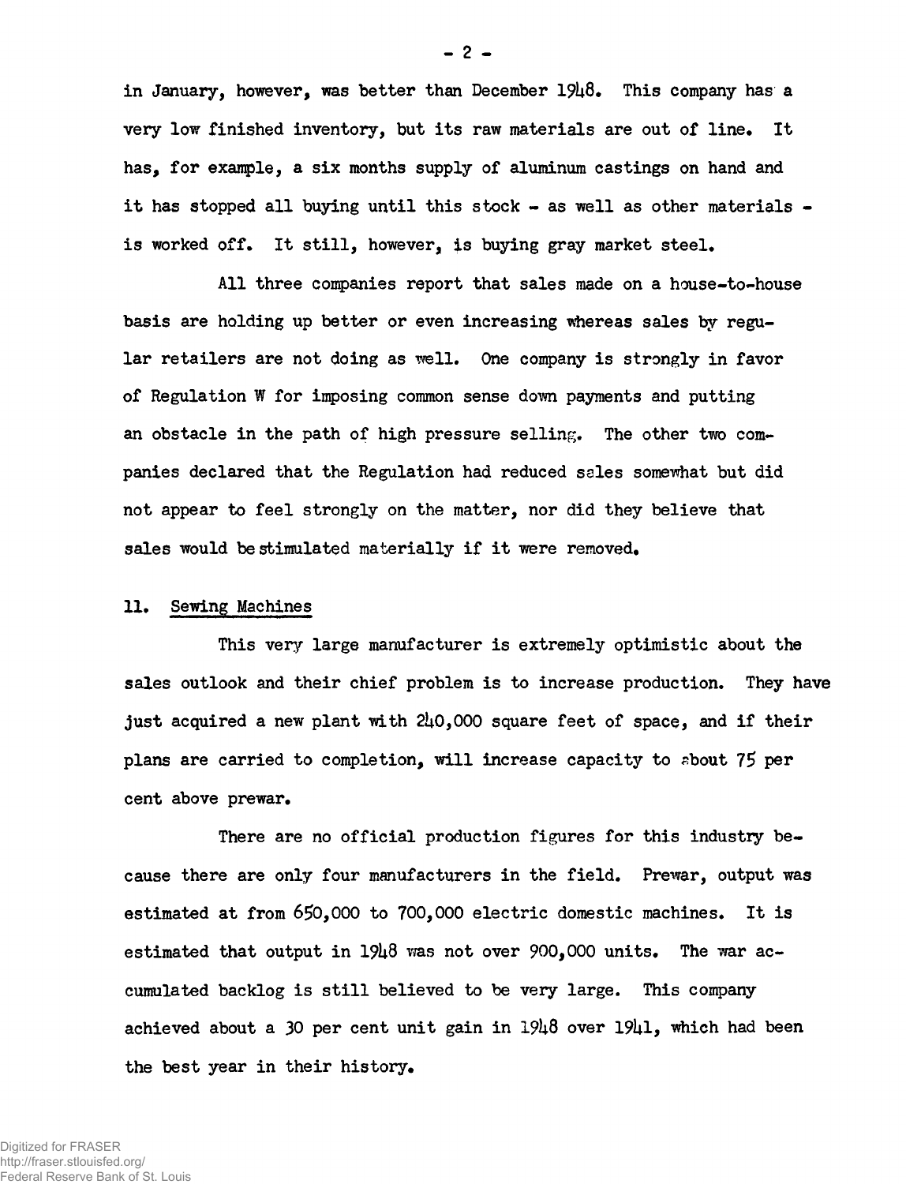in January, however, was better than December 1948. This company has a very low finished inventory, but its raw materials are out of line. It has, for example, a six months supply of aluminum castings on hand and it has stopped all buying until this stock - as well as other materials - is worked off. It still, however, is buying gray market steel.

All three companies report that sales made on a house-to-house basis are holding up better or even increasing whereas sales by regular retailers are not doing as well. One company is strongly in favor of Regulation W for imposing common sense down payments and putting an obstacle in the path of high pressure selling. The other two companies declared that the Regulation had reduced sales somewhat but did not appear to feel strongly on the matter, nor did they believe that sales would be stimulated materially if it were removed.

## 11. Sewing Machines

This very large manufacturer is extremely optimistic about the sales outlook and their chief problem is to increase production. They have just acquired a new plant with 240,000 square feet of space, and if their plans are carried to completion, will increase capacity to about 75 per cent above prewar.

There are no official production figures for this industry because there are only four manufacturers in the field. Prewar, output was estimated at from 650,000 to 700,000 electric domestic machines. It is estimated that output in 1948 was not over 900,000 units. The war accumulated backlog is still believed to be very large. This company achieved about a 30 per cent unit gain in 1948 over 1941, which had been the best year in their history.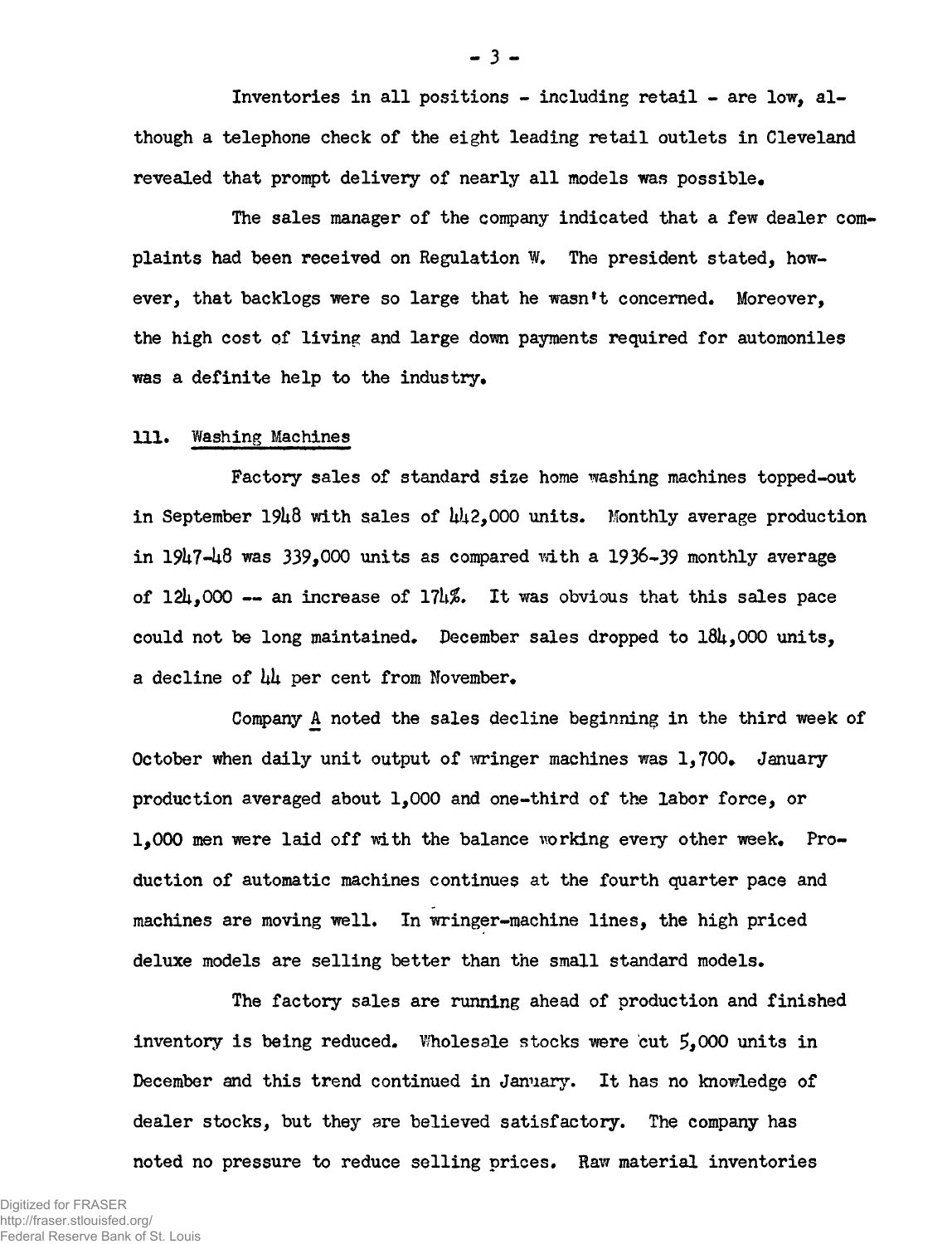Inventories in all positions - including retail - are low, although a telephone check of the eight leading retail outlets in Cleveland revealed that prompt delivery of nearly all models was possible.

The sales manager of the company indicated that a few dealer complaints had been received on Regulation W. The president stated, however, that backlogs were so large that he wasn't concerned. Moreover, the high cost of living and large down payments required for automoniles was a definite help to the industry.

## 111. Washing Machines

Factory sales of standard size home washing machines topped-out in September 1948 with sales of 442,000 units. Monthly average production in 1947-48 was 339,000 units as compared with a 1936-39 monthly average of 124,000 -- an increase of 174%. It was obvious that this sales pace could not be long maintained. December sales dropped to 184,000 units, a decline of 44 per cent from November.

Company A noted the sales decline beginning in the third week of October when daily unit output of wringer machines was 1,700. January production averaged about 1,000 and one-third of the labor force, or 1,000 men were laid off with the balance working every other week. Production of automatic machines continues at the fourth quarter pace and machines are moving well. In wringer-machine lines, the high priced deluxe models are selling better than the small standard models.

The factory sales are running ahead of production and finished inventory is being reduced. Wholesale stocks were cut 5,000 units in December and this trend continued in January. It has no knowledge of dealer stocks, but they are believed satisfactory. The company has noted no pressure to reduce selling prices. Raw material inventories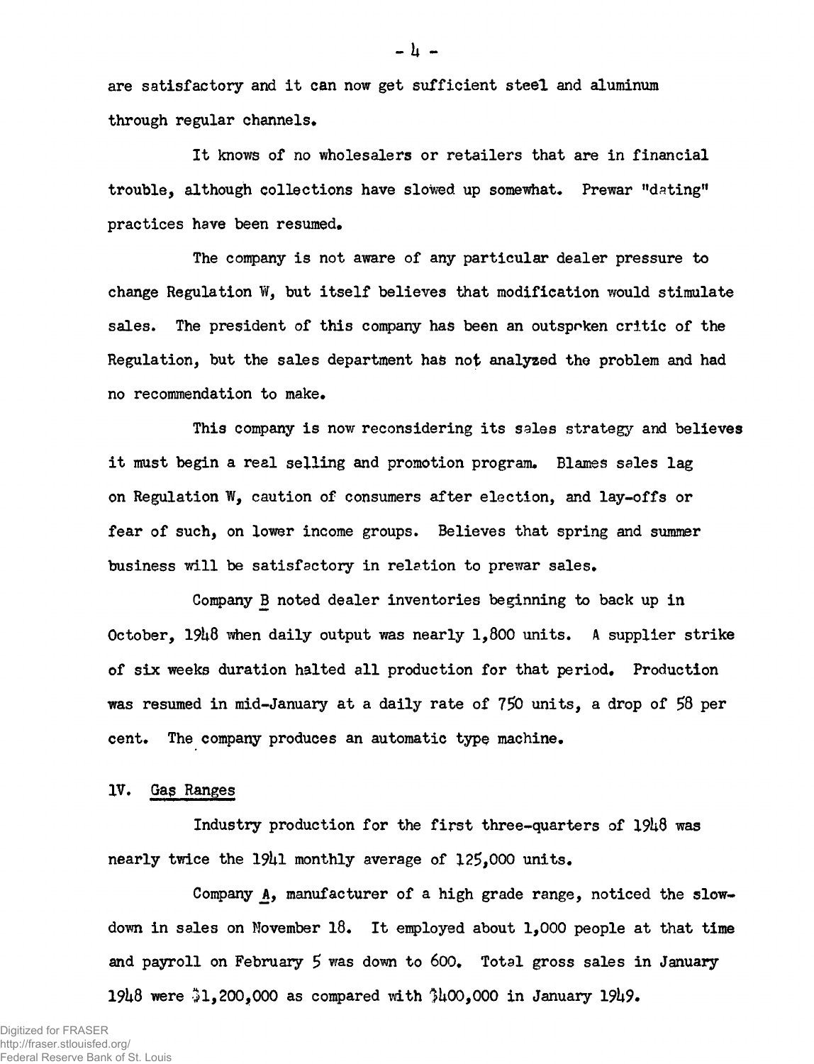are satisfactory and it can now get sufficient steel and aluminum through regular channels.

It knows of no wholesalers or retailers that are in financial trouble, although collections have slowed up somewhat. Prewar "dating" practices have been resumed.

The company is not aware of any particular dealer pressure to change Regulation W, but itself believes that modification would stimulate sales. The president of this company has been an outsproken critic of the Regulation, but the sales department has not analyzed the problem and had no recommendation to make.

This company is now reconsidering its sales strategy and believes it must begin a real selling and promotion program. Blames sales lag on Regulation W, caution of consumers after election, and lay-offs or fear of such, on lower income groups. Believes that spring and summer business will be satisfactory in relation to prewar sales.

Company B noted dealer inventories beginning to back up in October, 1948 when daily output was nearly 1,800 units. A supplier strike of six weeks duration halted all production for that period. Production was resumed in mid-January at a daily rate of 750 units, a drop of 58 per cent. The company produces an automatic type machine.

## IV. Gas Ranges

Industry production for the first three-quarters of 1948 was nearly twice the 1941 monthly average of 125,000 units.

Company A, manufacturer of a high grade range, noticed the slowdown in sales on November 18. It employed about 1,000 people at that time and payroll on February 5 was down to 600. Total gross sales in January 1948 were $1,200,000 as compared with $400,000 in January 1949.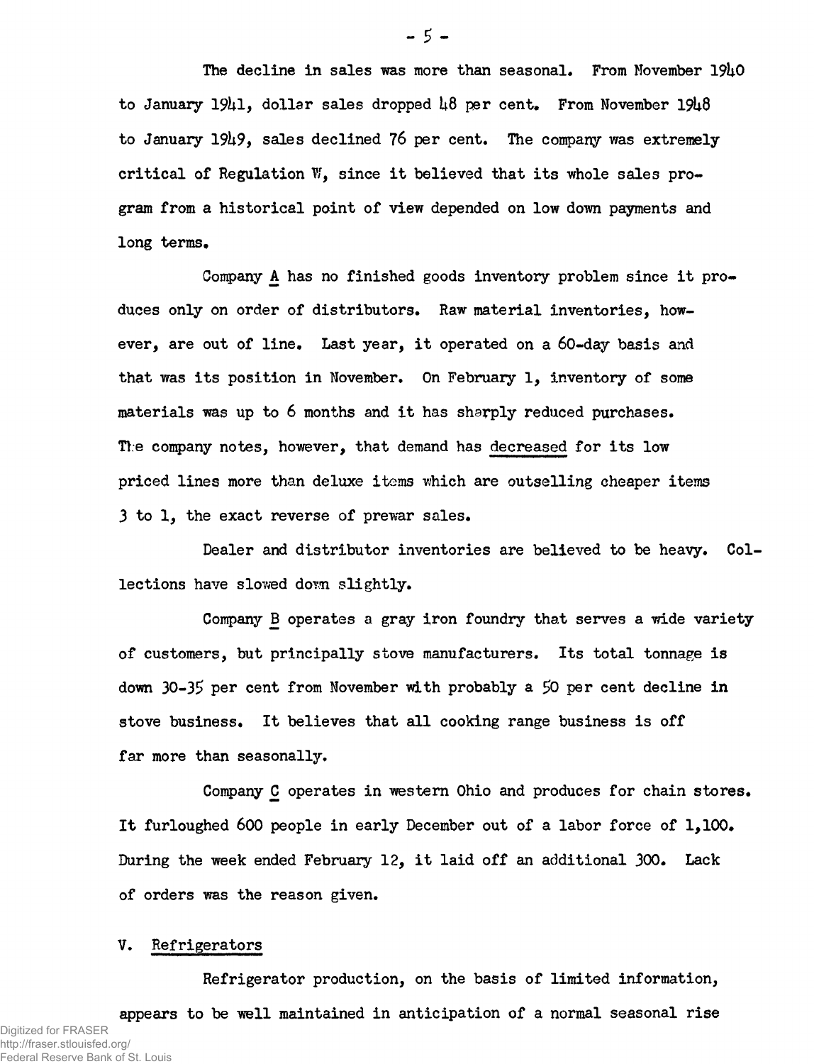The decline in sales was more than seasonal. From November 1940 to January 1941, dollar sales dropped 48 per cent. From November 1948 to January 1949, sales declined 76 per cent. The company was extremely critical of Regulation W, since it believed that its whole sales program from a historical point of view depended on low down payments and long terms.

Company A has no finished goods inventory problem since it produces only on order of distributors. Raw material inventories, however, are out of line. Last year, it operated on a 60-day basis and that was its position in November. On February 1, inventory of some materials was up to 6 months and it has sharply reduced purchases. The company notes, however, that demand has decreased for its low priced lines more than deluxe items which are outselling cheaper items 3 to 1, the exact reverse of prewar sales.

Dealer and distributor inventories are believed to be heavy. Collections have slowed down slightly.

Company B operates a gray iron foundry that serves a wide variety of customers, but principally stove manufacturers. Its total tonnage is down 30-35 per cent from November with probably a 50 per cent decline in stove business. It believes that all cooking range business is off far more than seasonally.

Company C operates in western Ohio and produces for chain stores. It furloughed 600 people in early December out of a labor force of 1,100. During the week ended February 12, it laid off an additional 300. Lack of orders was the reason given.

## V. Refrigerators

Refrigerator production, on the basis of limited information, appears to be well maintained in anticipation of a normal seasonal rise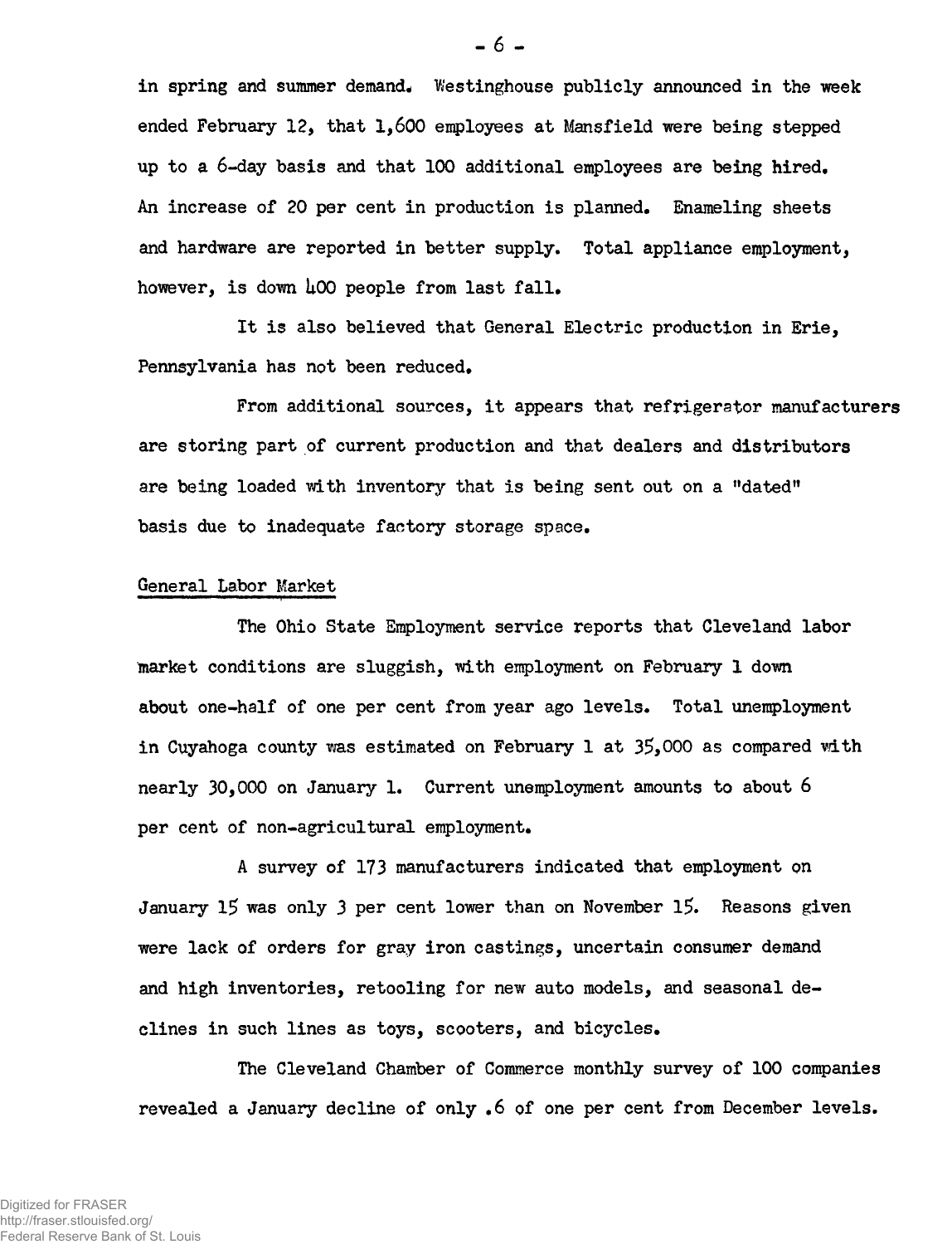in spring and summer demand. Westinghouse publicly announced in the week ended February 12, that 1,600 employees at Mansfield were being stepped up to a 6-day basis and that 100 additional employees are being hired. An increase of 20 per cent in production is planned. Enameling sheets and hardware are reported in better supply. Total appliance employment, however, is down 400 people from last fall.

It is also believed that General Electric production in Erie, Pennsylvania has not been reduced.

From additional sources, it appears that refrigerator manufacturers are storing part of current production and that dealers and distributors are being loaded with inventory that is being sent out on a "dated" basis due to inadequate factory storage space.

## General Labor Market

The Ohio State Employment service reports that Cleveland labor market conditions are sluggish, with employment on February 1 down about one-half of one per cent from year ago levels. Total unemployment in Cuyahoga county was estimated on February 1 at 35,000 as compared with nearly 30,000 on January 1. Current unemployment amounts to about 6 per cent of non-agricultural employment.

A survey of 173 manufacturers indicated that employment on January 15 was only 3 per cent lower than on November 15. Reasons given were lack of orders for gray iron castings, uncertain consumer demand and high inventories, retooling for new auto models, and seasonal declines in such lines as toys, scooters, and bicycles.

The Cleveland Chamber of Commerce monthly survey of 100 companies revealed a January decline of only .6 of one per cent from December levels.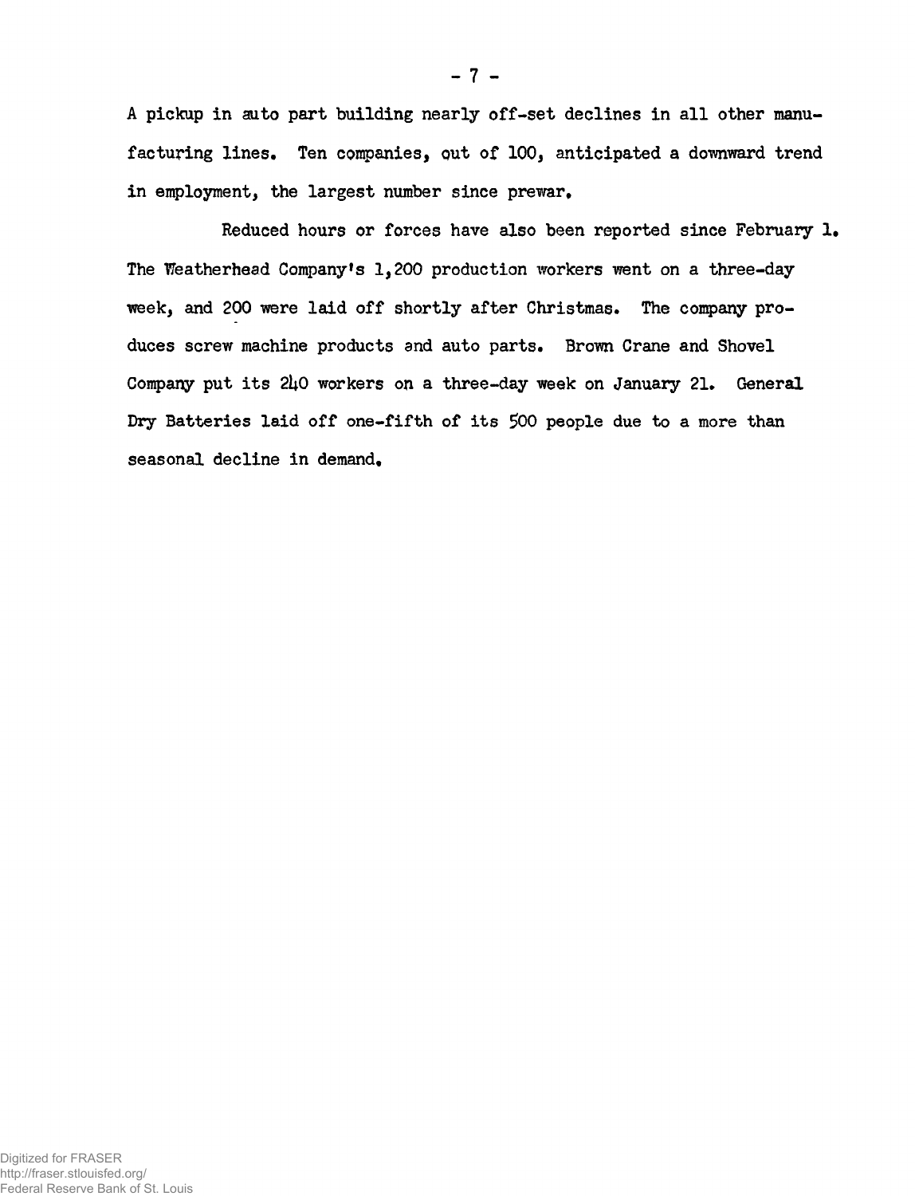A pickup in auto part building nearly off-set declines in all other manufacturing lines. Ten companies, out of 100, anticipated a downward trend in employment, the largest number since prewar.

Reduced hours or forces have also been reported since February 1. The Weatherhead Company's 1,200 production workers went on a three-day week, and 200 were laid off shortly after Christmas. The company produces screw machine products and auto parts. Brown Crane and Shovel Company put its 240 workers on a three-day week on January 21. General Dry Batteries laid off one-fifth of its 500 people due to a more than seasonal decline in demand.